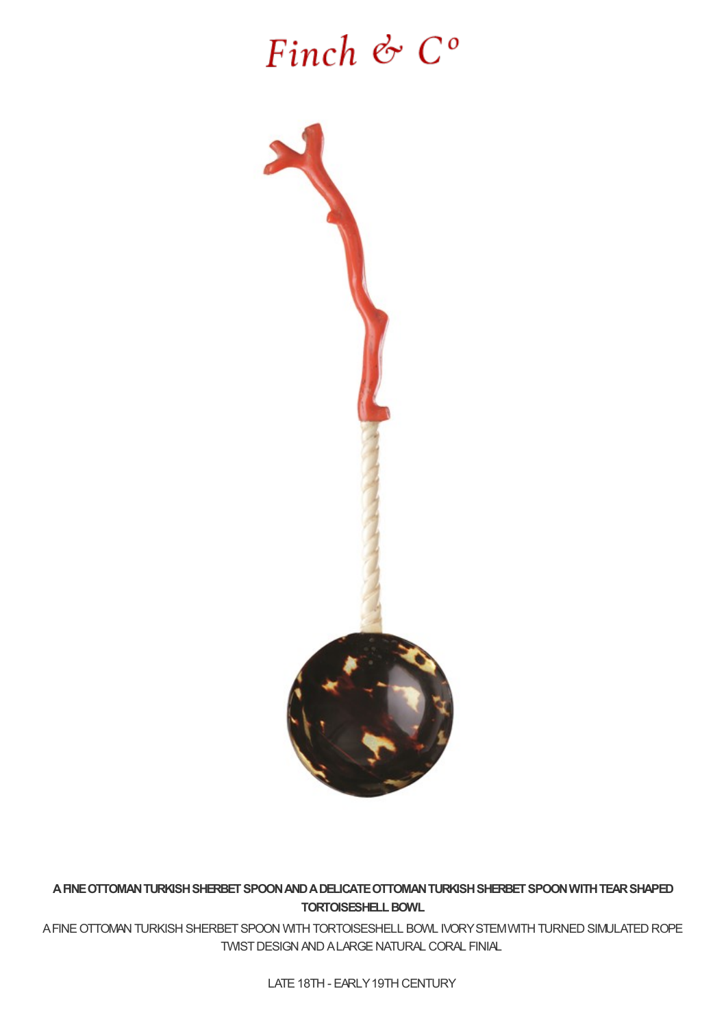Finch & Co

**A FINE OTTOMAN TURKISH SHERBET SPOON AND A DELICATE OTTOMAN TURKISH SHERBET SPOON WITH TEAR SHAPED TORTOISESHELL BOWL**

A FINE OTTOMAN TURKISH SHERBET SPOON WITH TORTOISESHELL BOWL IVORY STEM WITH TURNED SIMULATED ROPE TWIST DESIGN AND A LARGE NATURAL CORAL FINIAL

LATE 18TH - EARLY 19TH CENTURY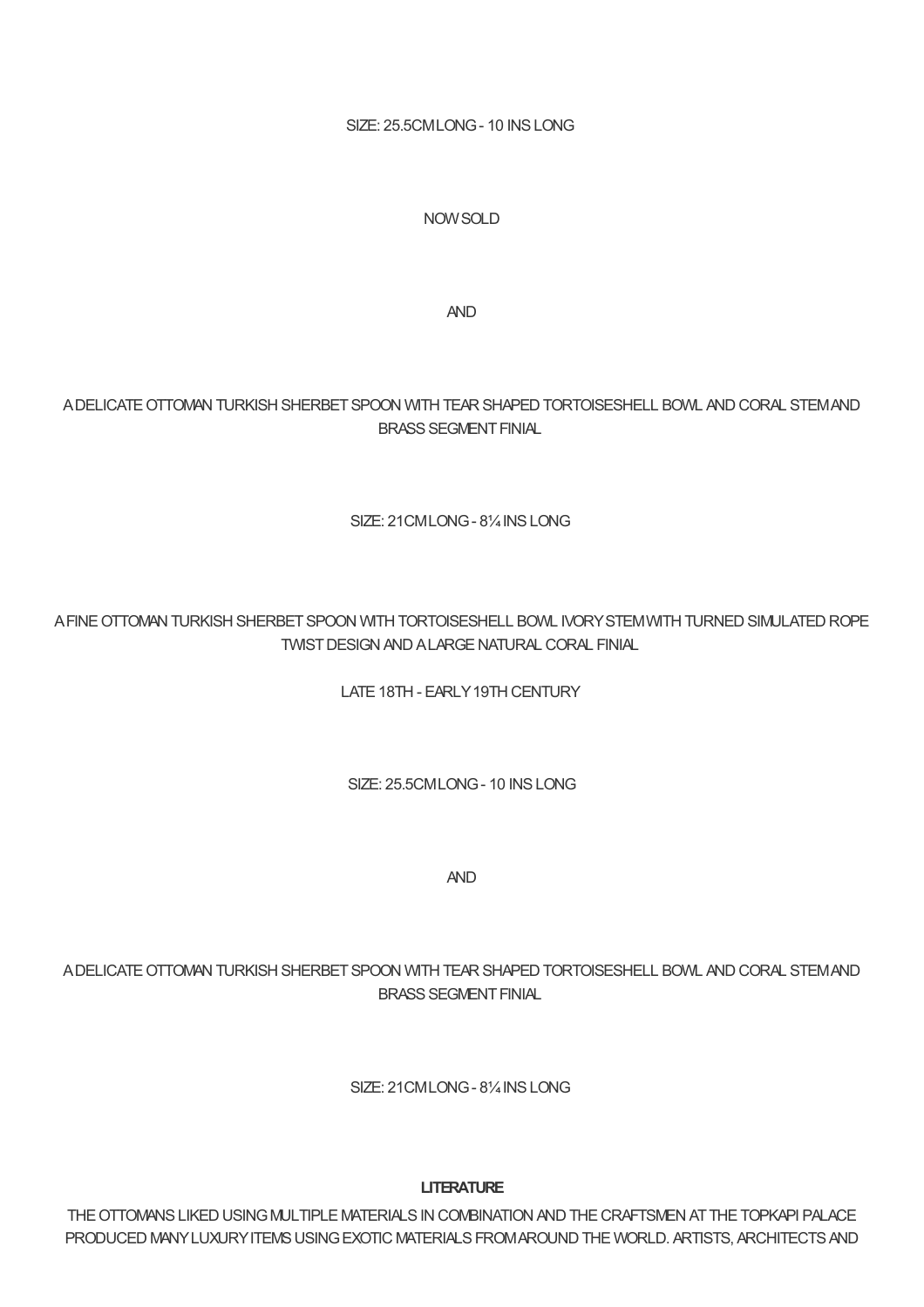SIZE: 25.5CM LONG - 10 INS LONG

NOW SOLD

AND

A DELICATE OTTOMAN TURKISH SHERBET SPOON WITH TEAR SHAPED TORTOISESHELL BOWL AND CORAL STEM AND BRASS SEGMENT FINIAL

SIZE: 21CM LONG - 8¼ INS LONG

A FINE OTTOMAN TURKISH SHERBET SPOON WITH TORTOISESHELL BOWL IVORY STEM WITH TURNED SIMULATED ROPE TWIST DESIGN AND A LARGE NATURAL CORAL FINIAL

LATE 18TH - EARLY 19TH CENTURY

SIZE: 25.5CM LONG - 10 INS LONG

AND

A DELICATE OTTOMAN TURKISH SHERBET SPOON WITH TEAR SHAPED TORTOISESHELL BOWL AND CORAL STEM AND BRASS SEGMENT FINIAL

SIZE: 21CM LONG - 8¼ INS LONG

**LITERATURE**

THE OTTOMANS LIKED USING MULTIPLE MATERIALS IN COMBINATION AND THE CRAFTSMEN AT THE TOPKAPI PALACE PRODUCED MANY LUXURY ITEMS USING EXOTIC MATERIALS FROM AROUND THE WORLD. ARTISTS, ARCHITECTS AND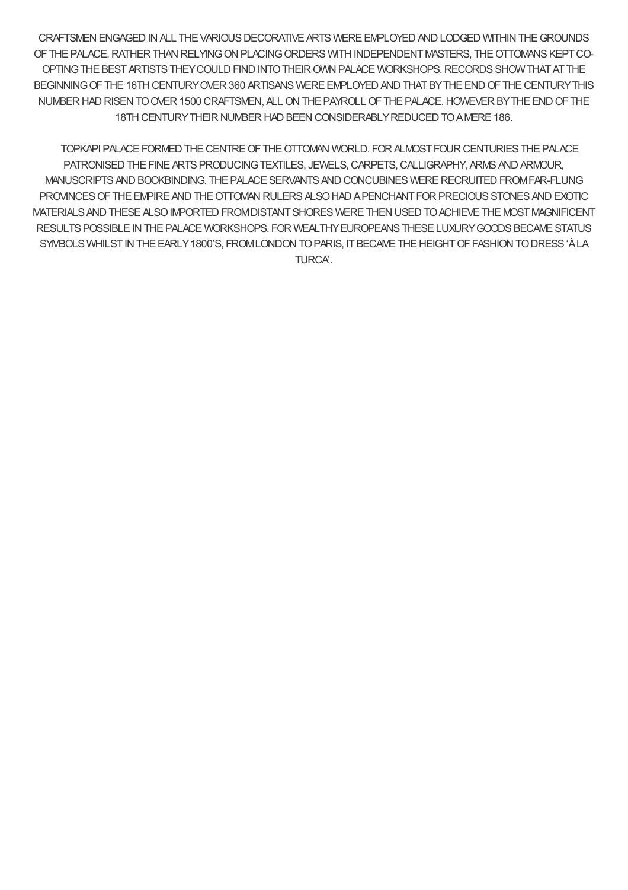CRAFTSMEN ENGAGED IN ALL THE VARIOUS DECORATIVE ARTS WERE EMPLOYED AND LODGED WITHIN THE GROUNDS OF THE PALACE. RATHER THAN RELYING ON PLACING ORDERS WITH INDEPENDENT MASTERS, THE OTTOMANS KEPT CO-OPTING THE BEST ARTISTS THEY COULD FIND INTO THEIR OWN PALACE WORKSHOPS. RECORDS SHOW THAT AT THE BEGINNING OF THE 16TH CENTURY OVER 360 ARTISANS WERE EMPLOYED AND THAT BY THE END OF THE CENTURY THIS NUMBER HAD RISEN TO OVER 1500 CRAFTSMEN, ALL ON THE PAYROLL OF THE PALACE. HOWEVER BY THE END OF THE 18TH CENTURY THEIR NUMBER HAD BEEN CONSIDERABLY REDUCED TO A MERE 186.

TOPKAPI PALACE FORMED THE CENTRE OF THE OTTOMAN WORLD. FOR ALMOST FOUR CENTURIES THE PALACE PATRONISED THE FINE ARTS PRODUCING TEXTILES, JEWELS, CARPETS, CALLIGRAPHY, ARMS AND ARMOUR, MANUSCRIPTS AND BOOKBINDING. THE PALACE SERVANTS AND CONCUBINES WERE RECRUITED FROM FAR-FLUNG PROVINCES OF THE EMPIRE AND THE OTTOMAN RULERS ALSO HAD A PENCHANT FOR PRECIOUS STONES AND EXOTIC MATERIALS AND THESE ALSO IMPORTED FROM DISTANT SHORES WERE THEN USED TO ACHIEVE THE MOST MAGNIFICENT RESULTS POSSIBLE IN THE PALACE WORKSHOPS. FOR WEALTHY EUROPEANS THESE LUXURY GOODS BECAME STATUS SYMBOLS WHILST IN THE EARLY 1800'S, FROM LONDON TO PARIS, IT BECAME THE HEIGHT OF FASHION TO DRESS 'À LA TURCA'.